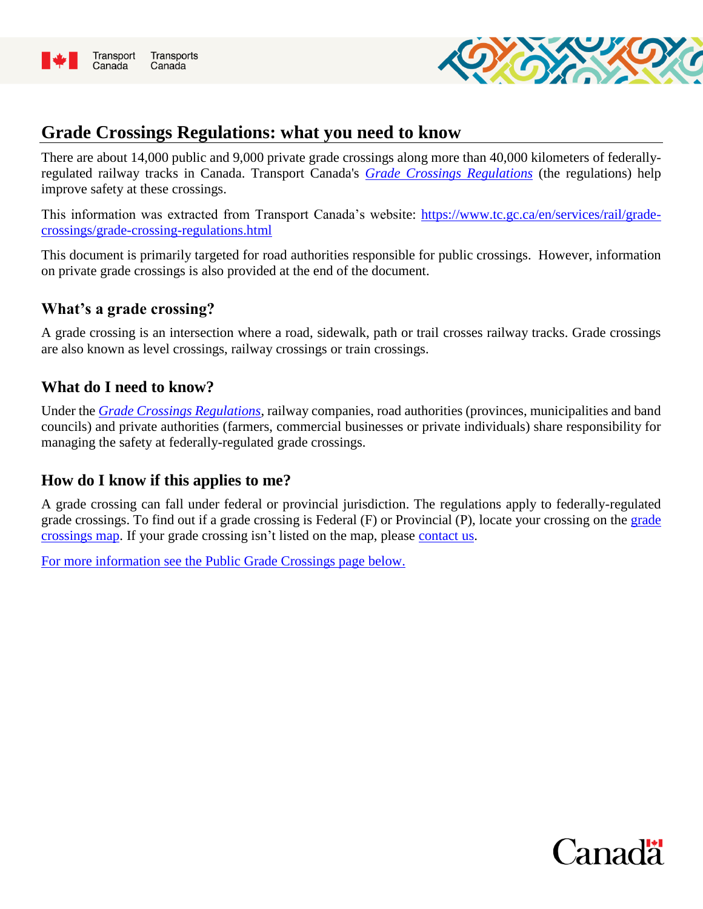# Grade Crossings Regulations: what you need to know

There are about 14,000 public and 9,000 private grade crossings along more than 40,000 kilometers of federally-regulated railway tracks in Canada. Transport Canada's *Grade Crossings Regulations* (the regulations) help improve safety at these crossings.

This information was extracted from Transport Canada's website: https://www.tc.gc.ca/en/services/rail/grade-crossings/grade-crossing-regulations.html

This document is primarily targeted for road authorities responsible for public crossings. However, information on private grade crossings is also provided at the end of the document.

## What's a grade crossing?

A grade crossing is an intersection where a road, sidewalk, path or trail crosses railway tracks. Grade crossings are also known as level crossings, railway crossings or train crossings.

## What do I need to know?

Under the *Grade Crossings Regulations*, railway companies, road authorities (provinces, municipalities and band councils) and private authorities (farmers, commercial businesses or private individuals) share responsibility for managing the safety at federally-regulated grade crossings.

## How do I know if this applies to me?

A grade crossing can fall under federal or provincial jurisdiction. The regulations apply to federally-regulated grade crossings. To find out if a grade crossing is Federal (F) or Provincial (P), locate your crossing on the grade crossings map. If your grade crossing isn't listed on the map, please contact us.

For more information see the Public Grade Crossings page below.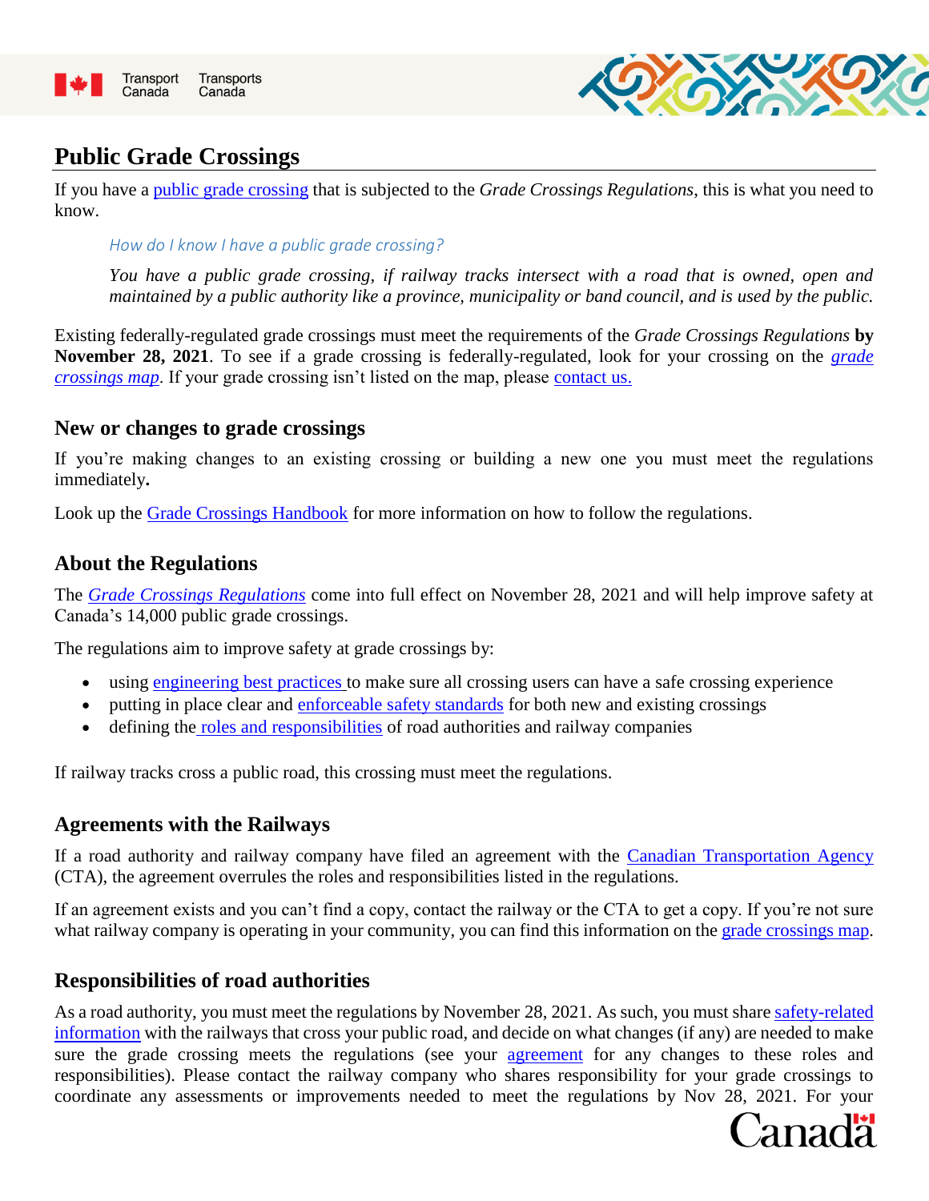# Public Grade Crossings

If you have a public grade crossing that is subjected to the *Grade Crossings Regulations*, this is what you need to know.

> How do I know I have a public grade crossing?
>
> *You have a public grade crossing, if railway tracks intersect with a road that is owned, open and maintained by a public authority like a province, municipality or band council, and is used by the public.*

Existing federally-regulated grade crossings must meet the requirements of the *Grade Crossings Regulations* **by November 28, 2021**. To see if a grade crossing is federally-regulated, look for your crossing on the *grade crossings map*. If your grade crossing isn't listed on the map, please contact us.

## New or changes to grade crossings

If you're making changes to an existing crossing or building a new one you must meet the regulations immediately**.**

Look up the Grade Crossings Handbook for more information on how to follow the regulations.

## About the Regulations

The *Grade Crossings Regulations* come into full effect on November 28, 2021 and will help improve safety at Canada's 14,000 public grade crossings.

The regulations aim to improve safety at grade crossings by:

- using engineering best practices to make sure all crossing users can have a safe crossing experience
- putting in place clear and enforceable safety standards for both new and existing crossings
- defining the roles and responsibilities of road authorities and railway companies

If railway tracks cross a public road, this crossing must meet the regulations.

## Agreements with the Railways

If a road authority and railway company have filed an agreement with the Canadian Transportation Agency (CTA), the agreement overrules the roles and responsibilities listed in the regulations.

If an agreement exists and you can't find a copy, contact the railway or the CTA to get a copy. If you're not sure what railway company is operating in your community, you can find this information on the grade crossings map.

## Responsibilities of road authorities

As a road authority, you must meet the regulations by November 28, 2021. As such, you must share safety-related information with the railways that cross your public road, and decide on what changes (if any) are needed to make sure the grade crossing meets the regulations (see your agreement for any changes to these roles and responsibilities). Please contact the railway company who shares responsibility for your grade crossings to coordinate any assessments or improvements needed to meet the regulations by Nov 28, 2021. For your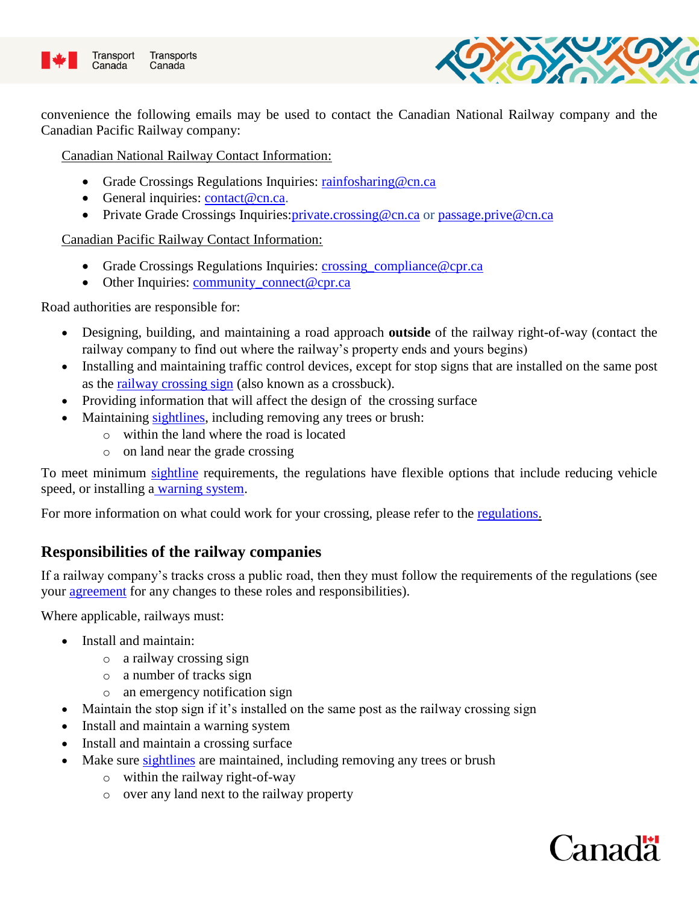convenience the following emails may be used to contact the Canadian National Railway company and the Canadian Pacific Railway company:

Canadian National Railway Contact Information:

- Grade Crossings Regulations Inquiries: rainfosharing@cn.ca
- General inquiries: contact@cn.ca.
- Private Grade Crossings Inquiries:private.crossing@cn.ca or passage.prive@cn.ca

Canadian Pacific Railway Contact Information:

- Grade Crossings Regulations Inquiries: crossing_compliance@cpr.ca
- Other Inquiries: community_connect@cpr.ca

Road authorities are responsible for:

- Designing, building, and maintaining a road approach **outside** of the railway right-of-way (contact the railway company to find out where the railway's property ends and yours begins)
- Installing and maintaining traffic control devices, except for stop signs that are installed on the same post as the railway crossing sign (also known as a crossbuck).
- Providing information that will affect the design of the crossing surface
- Maintaining sightlines, including removing any trees or brush:
  - within the land where the road is located
  - on land near the grade crossing

To meet minimum sightline requirements, the regulations have flexible options that include reducing vehicle speed, or installing a warning system.

For more information on what could work for your crossing, please refer to the regulations.

## Responsibilities of the railway companies

If a railway company's tracks cross a public road, then they must follow the requirements of the regulations (see your agreement for any changes to these roles and responsibilities).

Where applicable, railways must:

- Install and maintain:
  - a railway crossing sign
  - a number of tracks sign
  - an emergency notification sign
- Maintain the stop sign if it's installed on the same post as the railway crossing sign
- Install and maintain a warning system
- Install and maintain a crossing surface
- Make sure sightlines are maintained, including removing any trees or brush
  - within the railway right-of-way
  - over any land next to the railway property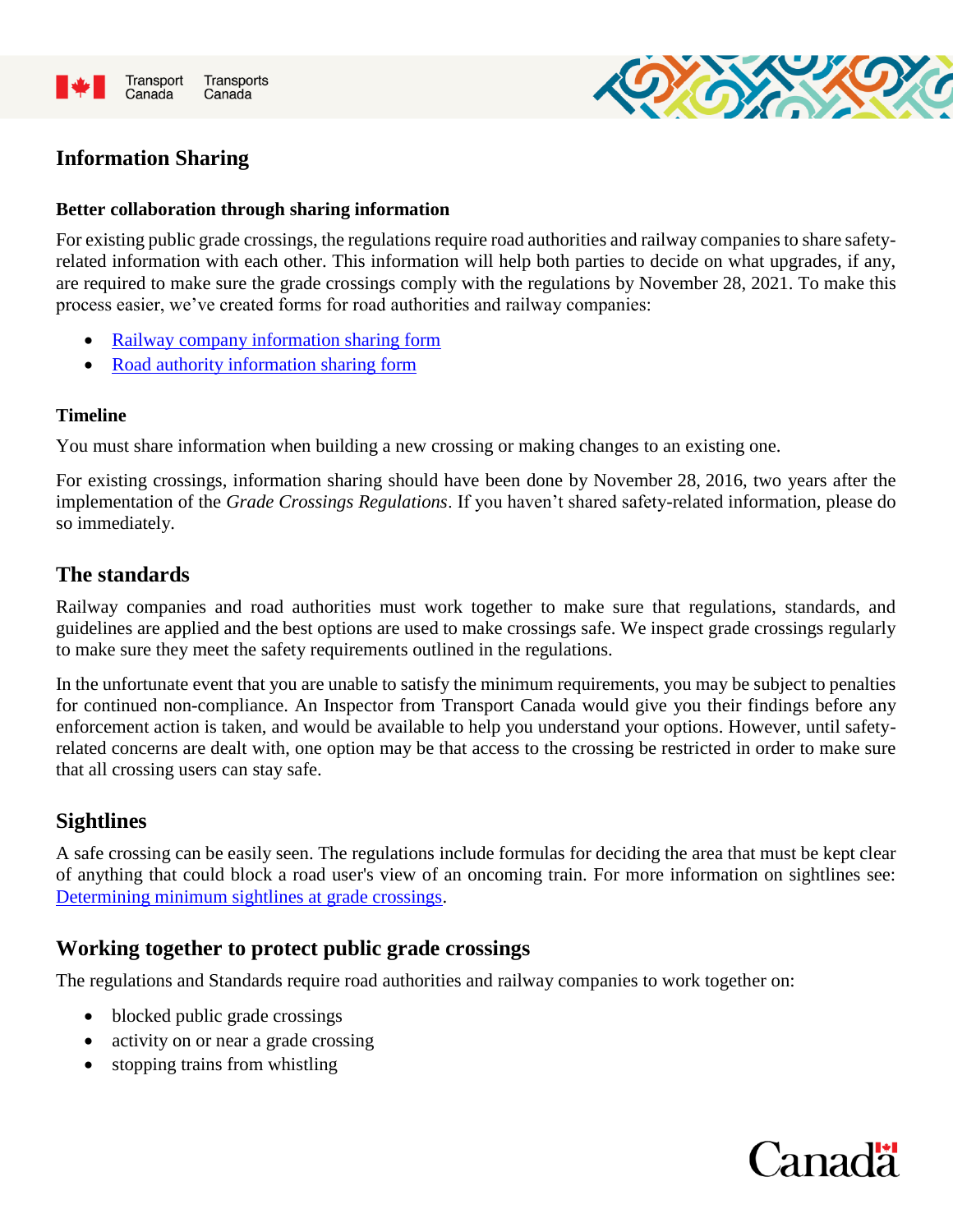## Information Sharing

### Better collaboration through sharing information

For existing public grade crossings, the regulations require road authorities and railway companies to share safety-related information with each other. This information will help both parties to decide on what upgrades, if any, are required to make sure the grade crossings comply with the regulations by November 28, 2021. To make this process easier, we've created forms for road authorities and railway companies:

- Railway company information sharing form
- Road authority information sharing form

### Timeline

You must share information when building a new crossing or making changes to an existing one.

For existing crossings, information sharing should have been done by November 28, 2016, two years after the implementation of the *Grade Crossings Regulations*. If you haven't shared safety-related information, please do so immediately.

## The standards

Railway companies and road authorities must work together to make sure that regulations, standards, and guidelines are applied and the best options are used to make crossings safe. We inspect grade crossings regularly to make sure they meet the safety requirements outlined in the regulations.

In the unfortunate event that you are unable to satisfy the minimum requirements, you may be subject to penalties for continued non-compliance. An Inspector from Transport Canada would give you their findings before any enforcement action is taken, and would be available to help you understand your options. However, until safety-related concerns are dealt with, one option may be that access to the crossing be restricted in order to make sure that all crossing users can stay safe.

## Sightlines

A safe crossing can be easily seen. The regulations include formulas for deciding the area that must be kept clear of anything that could block a road user's view of an oncoming train. For more information on sightlines see: Determining minimum sightlines at grade crossings.

## Working together to protect public grade crossings

The regulations and Standards require road authorities and railway companies to work together on:

- blocked public grade crossings
- activity on or near a grade crossing
- stopping trains from whistling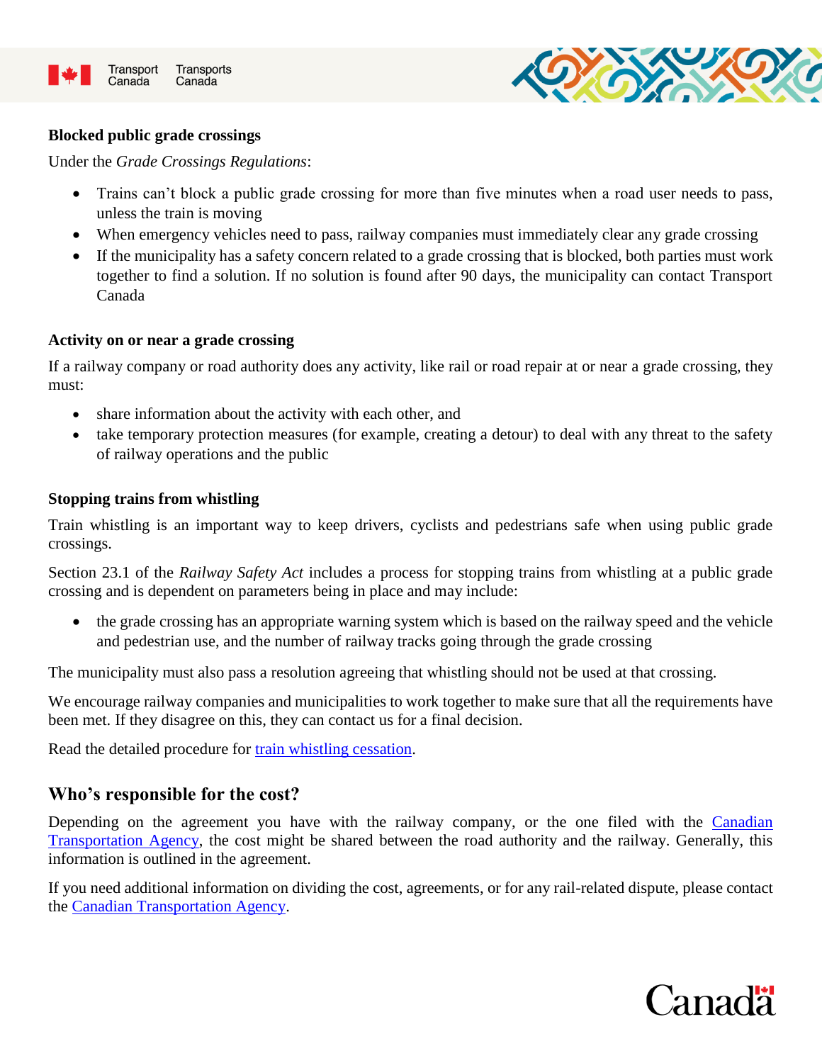### Blocked public grade crossings

Under the *Grade Crossings Regulations*:

- Trains can't block a public grade crossing for more than five minutes when a road user needs to pass, unless the train is moving
- When emergency vehicles need to pass, railway companies must immediately clear any grade crossing
- If the municipality has a safety concern related to a grade crossing that is blocked, both parties must work together to find a solution. If no solution is found after 90 days, the municipality can contact Transport Canada

### Activity on or near a grade crossing

If a railway company or road authority does any activity, like rail or road repair at or near a grade crossing, they must:

- share information about the activity with each other, and
- take temporary protection measures (for example, creating a detour) to deal with any threat to the safety of railway operations and the public

### Stopping trains from whistling

Train whistling is an important way to keep drivers, cyclists and pedestrians safe when using public grade crossings.

Section 23.1 of the *Railway Safety Act* includes a process for stopping trains from whistling at a public grade crossing and is dependent on parameters being in place and may include:

- the grade crossing has an appropriate warning system which is based on the railway speed and the vehicle and pedestrian use, and the number of railway tracks going through the grade crossing

The municipality must also pass a resolution agreeing that whistling should not be used at that crossing.

We encourage railway companies and municipalities to work together to make sure that all the requirements have been met. If they disagree on this, they can contact us for a final decision.

Read the detailed procedure for train whistling cessation.

## Who's responsible for the cost?

Depending on the agreement you have with the railway company, or the one filed with the Canadian Transportation Agency, the cost might be shared between the road authority and the railway. Generally, this information is outlined in the agreement.

If you need additional information on dividing the cost, agreements, or for any rail-related dispute, please contact the Canadian Transportation Agency.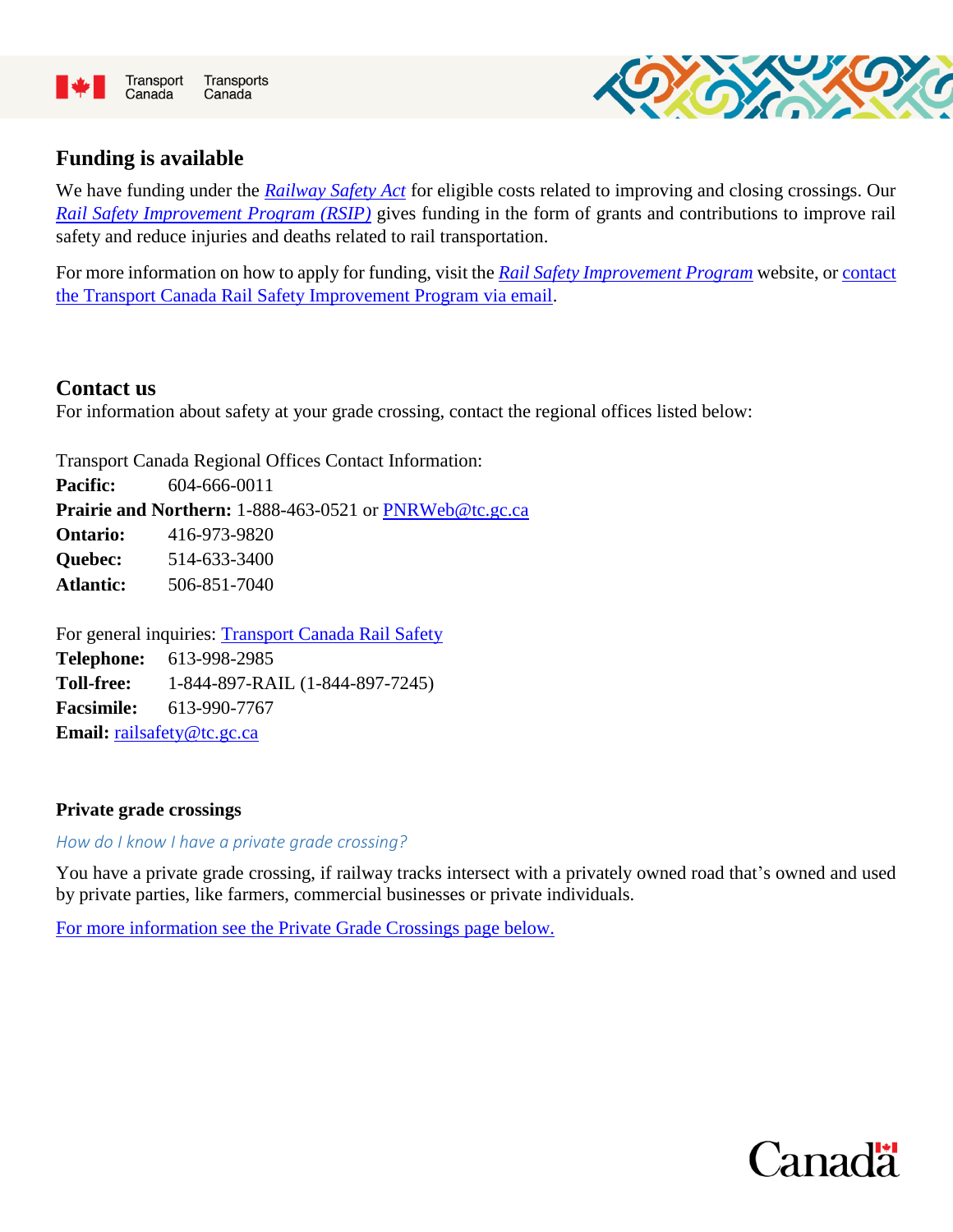## Funding is available

We have funding under the *Railway Safety Act* for eligible costs related to improving and closing crossings. Our *Rail Safety Improvement Program (RSIP)* gives funding in the form of grants and contributions to improve rail safety and reduce injuries and deaths related to rail transportation.

For more information on how to apply for funding, visit the *Rail Safety Improvement Program* website, or contact the Transport Canada Rail Safety Improvement Program via email.

## Contact us

For information about safety at your grade crossing, contact the regional offices listed below:

Transport Canada Regional Offices Contact Information:
**Pacific:** 604-666-0011
**Prairie and Northern:** 1-888-463-0521 or PNRWeb@tc.gc.ca
**Ontario:** 416-973-9820
**Quebec:** 514-633-3400
**Atlantic:** 506-851-7040

For general inquiries: Transport Canada Rail Safety
**Telephone:** 613-998-2985
**Toll-free:** 1-844-897-RAIL (1-844-897-7245)
**Facsimile:** 613-990-7767
**Email:** railsafety@tc.gc.ca

### Private grade crossings

*How do I know I have a private grade crossing?*

You have a private grade crossing, if railway tracks intersect with a privately owned road that's owned and used by private parties, like farmers, commercial businesses or private individuals.

For more information see the Private Grade Crossings page below.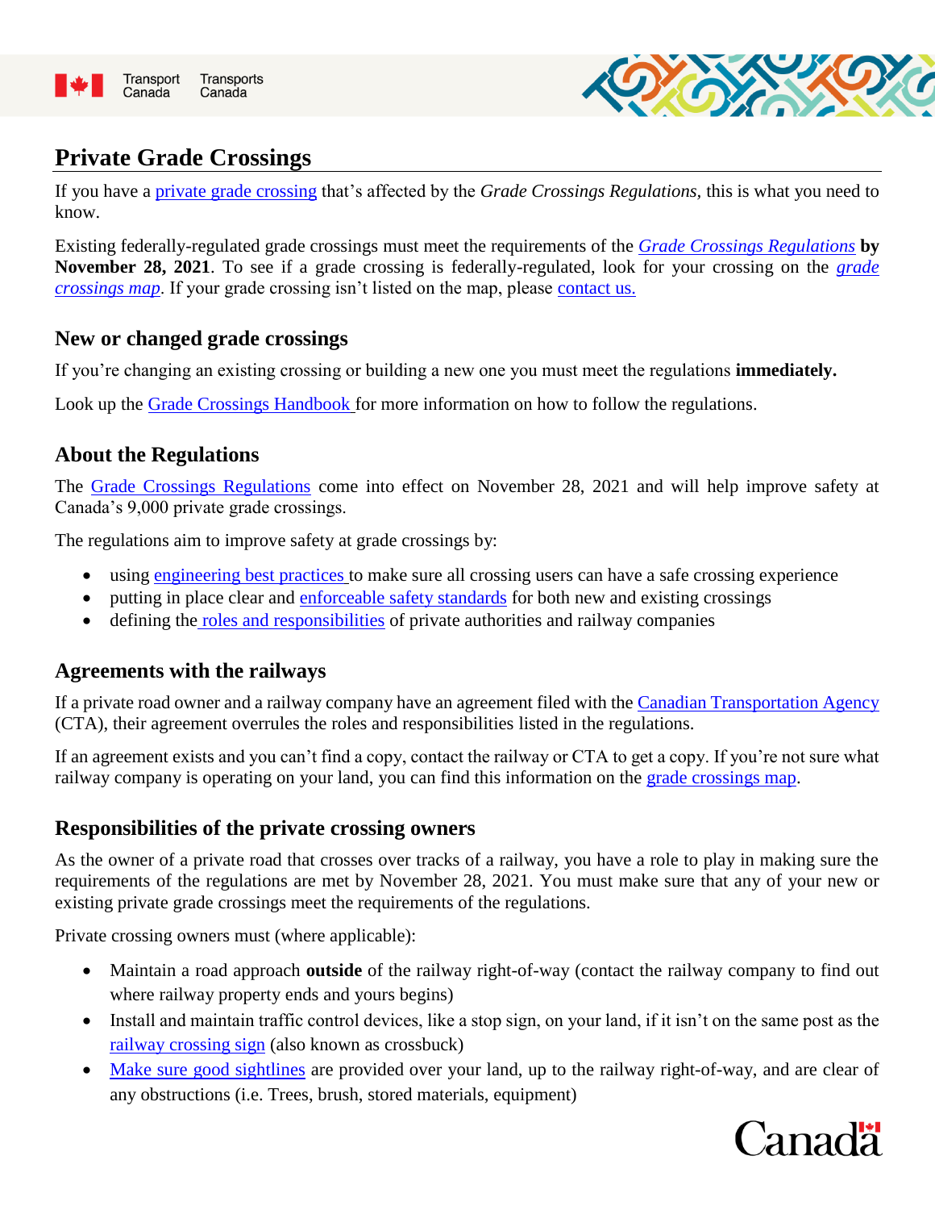# Private Grade Crossings

If you have a private grade crossing that's affected by the *Grade Crossings Regulations*, this is what you need to know.

Existing federally-regulated grade crossings must meet the requirements of the *Grade Crossings Regulations* **by November 28, 2021**. To see if a grade crossing is federally-regulated, look for your crossing on the *grade crossings map*. If your grade crossing isn't listed on the map, please contact us.

## New or changed grade crossings

If you're changing an existing crossing or building a new one you must meet the regulations **immediately.**

Look up the Grade Crossings Handbook for more information on how to follow the regulations.

## About the Regulations

The Grade Crossings Regulations come into effect on November 28, 2021 and will help improve safety at Canada's 9,000 private grade crossings.

The regulations aim to improve safety at grade crossings by:

- using engineering best practices to make sure all crossing users can have a safe crossing experience
- putting in place clear and enforceable safety standards for both new and existing crossings
- defining the roles and responsibilities of private authorities and railway companies

## Agreements with the railways

If a private road owner and a railway company have an agreement filed with the Canadian Transportation Agency (CTA), their agreement overrules the roles and responsibilities listed in the regulations.

If an agreement exists and you can't find a copy, contact the railway or CTA to get a copy. If you're not sure what railway company is operating on your land, you can find this information on the grade crossings map.

## Responsibilities of the private crossing owners

As the owner of a private road that crosses over tracks of a railway, you have a role to play in making sure the requirements of the regulations are met by November 28, 2021. You must make sure that any of your new or existing private grade crossings meet the requirements of the regulations.

Private crossing owners must (where applicable):

- Maintain a road approach **outside** of the railway right-of-way (contact the railway company to find out where railway property ends and yours begins)
- Install and maintain traffic control devices, like a stop sign, on your land, if it isn't on the same post as the railway crossing sign (also known as crossbuck)
- Make sure good sightlines are provided over your land, up to the railway right-of-way, and are clear of any obstructions (i.e. Trees, brush, stored materials, equipment)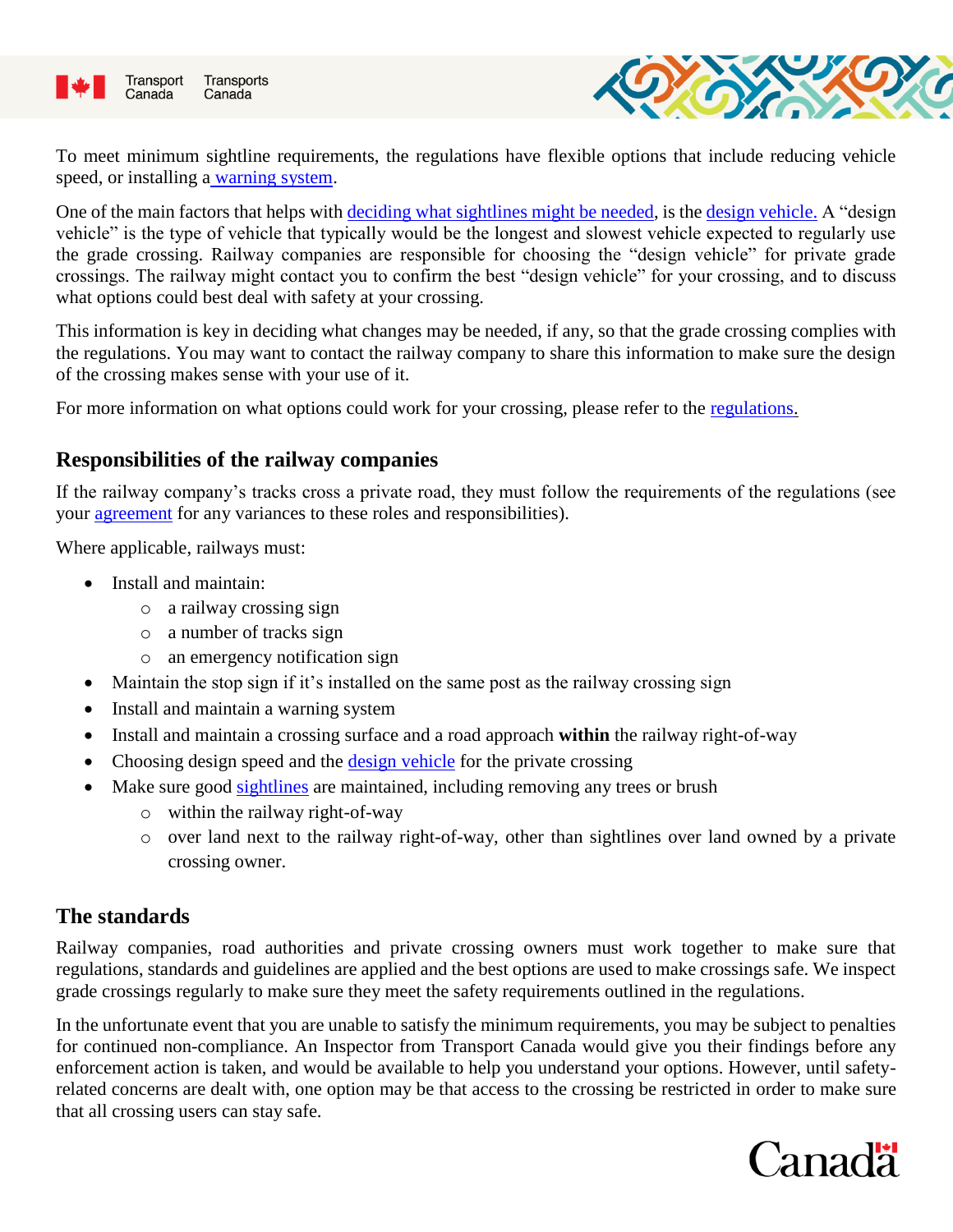To meet minimum sightline requirements, the regulations have flexible options that include reducing vehicle speed, or installing a warning system.

One of the main factors that helps with deciding what sightlines might be needed, is the design vehicle. A "design vehicle" is the type of vehicle that typically would be the longest and slowest vehicle expected to regularly use the grade crossing. Railway companies are responsible for choosing the "design vehicle" for private grade crossings. The railway might contact you to confirm the best "design vehicle" for your crossing, and to discuss what options could best deal with safety at your crossing.

This information is key in deciding what changes may be needed, if any, so that the grade crossing complies with the regulations. You may want to contact the railway company to share this information to make sure the design of the crossing makes sense with your use of it.

For more information on what options could work for your crossing, please refer to the regulations.

## Responsibilities of the railway companies

If the railway company's tracks cross a private road, they must follow the requirements of the regulations (see your agreement for any variances to these roles and responsibilities).

Where applicable, railways must:

- Install and maintain:
  - a railway crossing sign
  - a number of tracks sign
  - an emergency notification sign
- Maintain the stop sign if it's installed on the same post as the railway crossing sign
- Install and maintain a warning system
- Install and maintain a crossing surface and a road approach **within** the railway right-of-way
- Choosing design speed and the design vehicle for the private crossing
- Make sure good sightlines are maintained, including removing any trees or brush
  - within the railway right-of-way
  - over land next to the railway right-of-way, other than sightlines over land owned by a private crossing owner.

## The standards

Railway companies, road authorities and private crossing owners must work together to make sure that regulations, standards and guidelines are applied and the best options are used to make crossings safe. We inspect grade crossings regularly to make sure they meet the safety requirements outlined in the regulations.

In the unfortunate event that you are unable to satisfy the minimum requirements, you may be subject to penalties for continued non-compliance. An Inspector from Transport Canada would give you their findings before any enforcement action is taken, and would be available to help you understand your options. However, until safety-related concerns are dealt with, one option may be that access to the crossing be restricted in order to make sure that all crossing users can stay safe.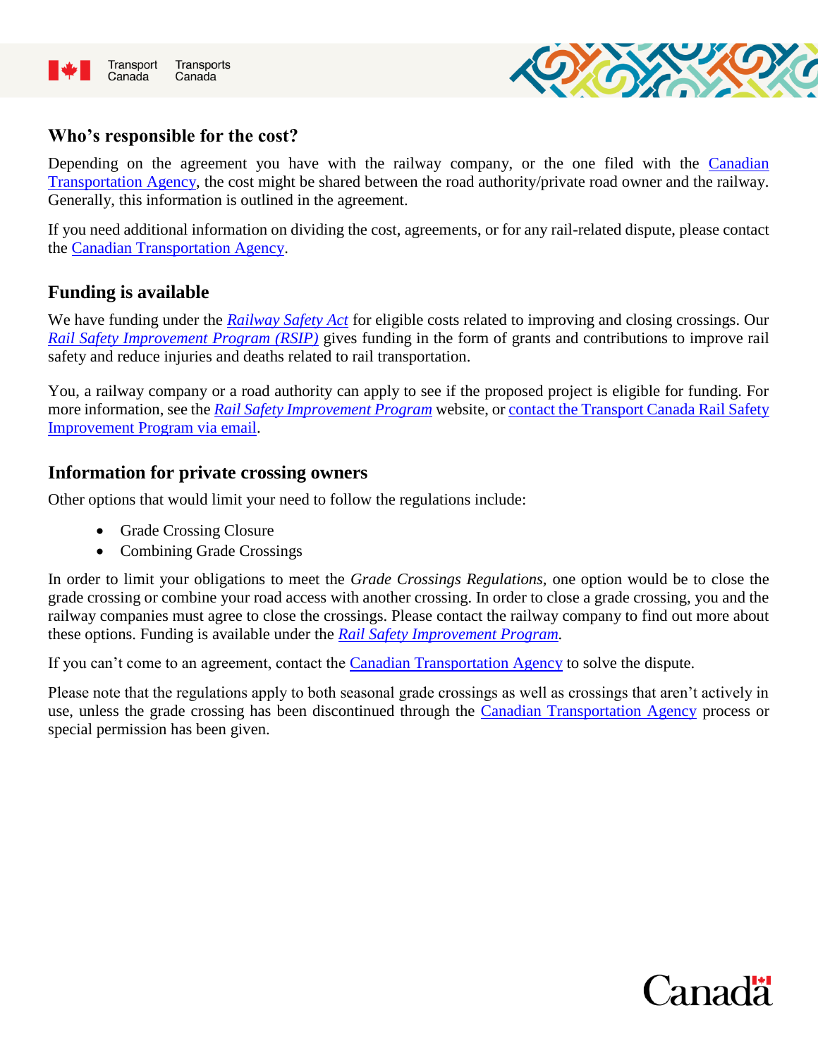## Who's responsible for the cost?

Depending on the agreement you have with the railway company, or the one filed with the Canadian Transportation Agency, the cost might be shared between the road authority/private road owner and the railway. Generally, this information is outlined in the agreement.

If you need additional information on dividing the cost, agreements, or for any rail-related dispute, please contact the Canadian Transportation Agency.

## Funding is available

We have funding under the *Railway Safety Act* for eligible costs related to improving and closing crossings. Our *Rail Safety Improvement Program (RSIP)* gives funding in the form of grants and contributions to improve rail safety and reduce injuries and deaths related to rail transportation.

You, a railway company or a road authority can apply to see if the proposed project is eligible for funding. For more information, see the *Rail Safety Improvement Program* website, or contact the Transport Canada Rail Safety Improvement Program via email.

## Information for private crossing owners

Other options that would limit your need to follow the regulations include:

- Grade Crossing Closure
- Combining Grade Crossings

In order to limit your obligations to meet the *Grade Crossings Regulations*, one option would be to close the grade crossing or combine your road access with another crossing. In order to close a grade crossing, you and the railway companies must agree to close the crossings. Please contact the railway company to find out more about these options. Funding is available under the *Rail Safety Improvement Program*.

If you can't come to an agreement, contact the Canadian Transportation Agency to solve the dispute.

Please note that the regulations apply to both seasonal grade crossings as well as crossings that aren't actively in use, unless the grade crossing has been discontinued through the Canadian Transportation Agency process or special permission has been given.